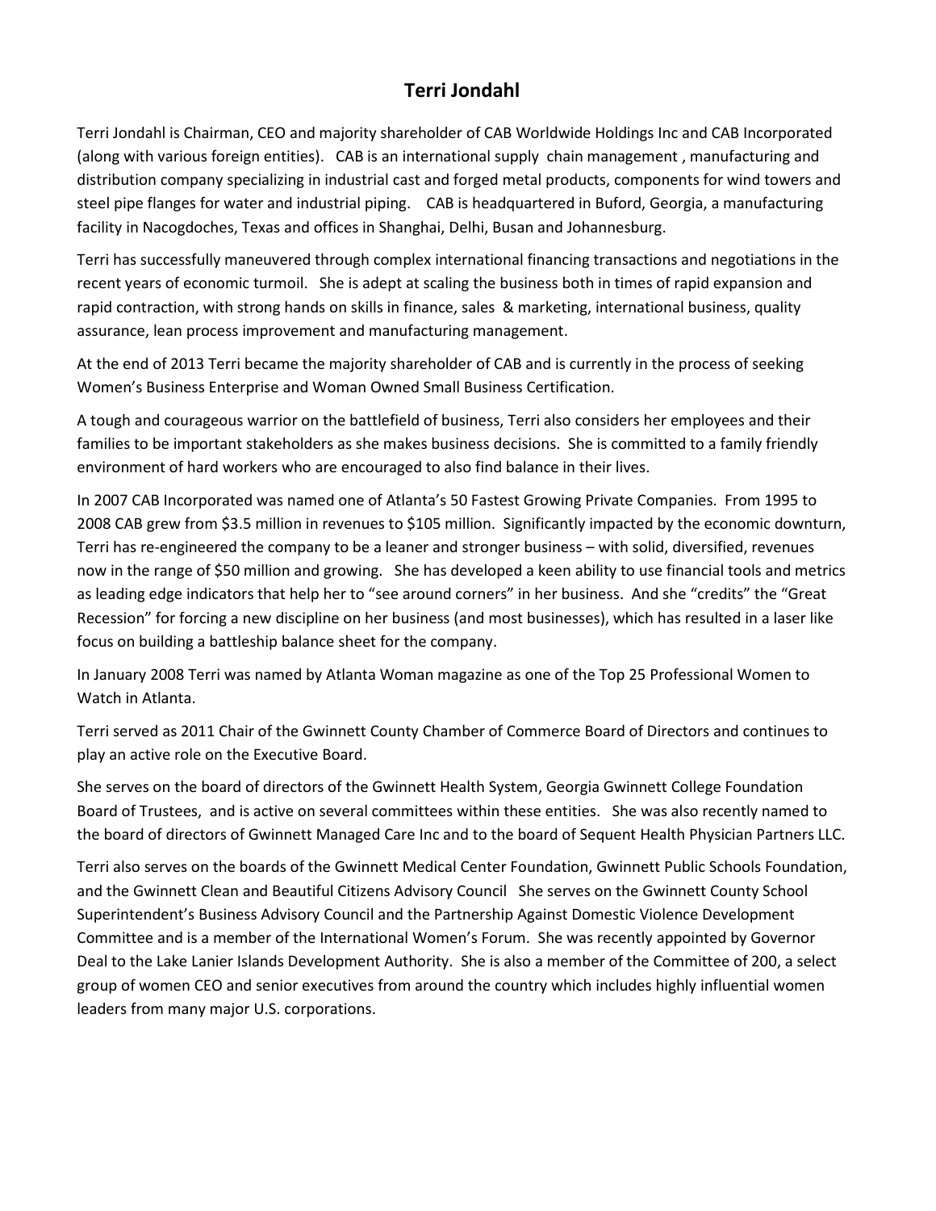# Terri Jondahl

Terri Jondahl is Chairman, CEO and majority shareholder of CAB Worldwide Holdings Inc and CAB Incorporated (along with various foreign entities). CAB is an international supply chain management , manufacturing and distribution company specializing in industrial cast and forged metal products, components for wind towers and steel pipe flanges for water and industrial piping. CAB is headquartered in Buford, Georgia, a manufacturing facility in Nacogdoches, Texas and offices in Shanghai, Delhi, Busan and Johannesburg.

Terri has successfully maneuvered through complex international financing transactions and negotiations in the recent years of economic turmoil. She is adept at scaling the business both in times of rapid expansion and rapid contraction, with strong hands on skills in finance, sales & marketing, international business, quality assurance, lean process improvement and manufacturing management.

At the end of 2013 Terri became the majority shareholder of CAB and is currently in the process of seeking Women's Business Enterprise and Woman Owned Small Business Certification.

A tough and courageous warrior on the battlefield of business, Terri also considers her employees and their families to be important stakeholders as she makes business decisions. She is committed to a family friendly environment of hard workers who are encouraged to also find balance in their lives.

In 2007 CAB Incorporated was named one of Atlanta's 50 Fastest Growing Private Companies. From 1995 to 2008 CAB grew from $3.5 million in revenues to $105 million. Significantly impacted by the economic downturn, Terri has re-engineered the company to be a leaner and stronger business – with solid, diversified, revenues now in the range of $50 million and growing. She has developed a keen ability to use financial tools and metrics as leading edge indicators that help her to "see around corners" in her business. And she "credits" the "Great Recession" for forcing a new discipline on her business (and most businesses), which has resulted in a laser like focus on building a battleship balance sheet for the company.

In January 2008 Terri was named by Atlanta Woman magazine as one of the Top 25 Professional Women to Watch in Atlanta.

Terri served as 2011 Chair of the Gwinnett County Chamber of Commerce Board of Directors and continues to play an active role on the Executive Board.

She serves on the board of directors of the Gwinnett Health System, Georgia Gwinnett College Foundation Board of Trustees, and is active on several committees within these entities. She was also recently named to the board of directors of Gwinnett Managed Care Inc and to the board of Sequent Health Physician Partners LLC.

Terri also serves on the boards of the Gwinnett Medical Center Foundation, Gwinnett Public Schools Foundation, and the Gwinnett Clean and Beautiful Citizens Advisory Council She serves on the Gwinnett County School Superintendent's Business Advisory Council and the Partnership Against Domestic Violence Development Committee and is a member of the International Women's Forum. She was recently appointed by Governor Deal to the Lake Lanier Islands Development Authority. She is also a member of the Committee of 200, a select group of women CEO and senior executives from around the country which includes highly influential women leaders from many major U.S. corporations.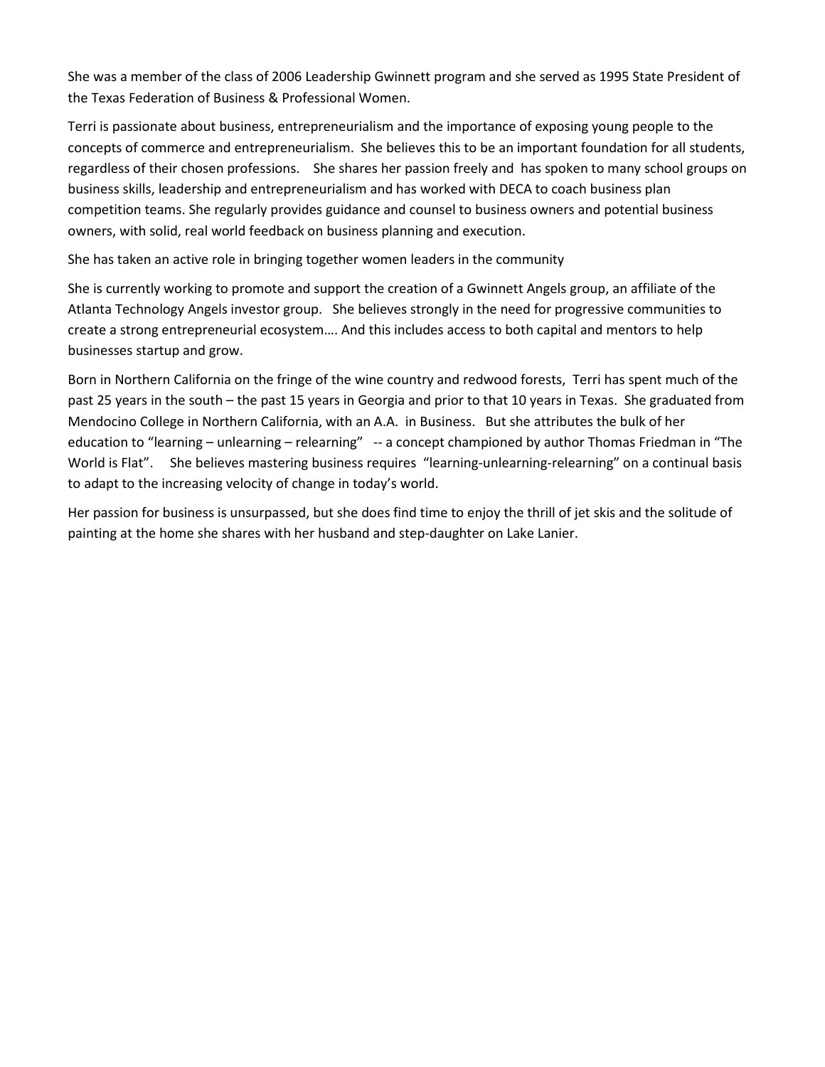She was a member of the class of 2006 Leadership Gwinnett program and she served as 1995 State President of the Texas Federation of Business & Professional Women.

Terri is passionate about business, entrepreneurialism and the importance of exposing young people to the concepts of commerce and entrepreneurialism. She believes this to be an important foundation for all students, regardless of their chosen professions. She shares her passion freely and has spoken to many school groups on business skills, leadership and entrepreneurialism and has worked with DECA to coach business plan competition teams. She regularly provides guidance and counsel to business owners and potential business owners, with solid, real world feedback on business planning and execution.

She has taken an active role in bringing together women leaders in the community

She is currently working to promote and support the creation of a Gwinnett Angels group, an affiliate of the Atlanta Technology Angels investor group. She believes strongly in the need for progressive communities to create a strong entrepreneurial ecosystem…. And this includes access to both capital and mentors to help businesses startup and grow.

Born in Northern California on the fringe of the wine country and redwood forests, Terri has spent much of the past 25 years in the south – the past 15 years in Georgia and prior to that 10 years in Texas. She graduated from Mendocino College in Northern California, with an A.A. in Business. But she attributes the bulk of her education to "learning – unlearning – relearning" -- a concept championed by author Thomas Friedman in "The World is Flat". She believes mastering business requires "learning-unlearning-relearning" on a continual basis to adapt to the increasing velocity of change in today's world.

Her passion for business is unsurpassed, but she does find time to enjoy the thrill of jet skis and the solitude of painting at the home she shares with her husband and step-daughter on Lake Lanier.